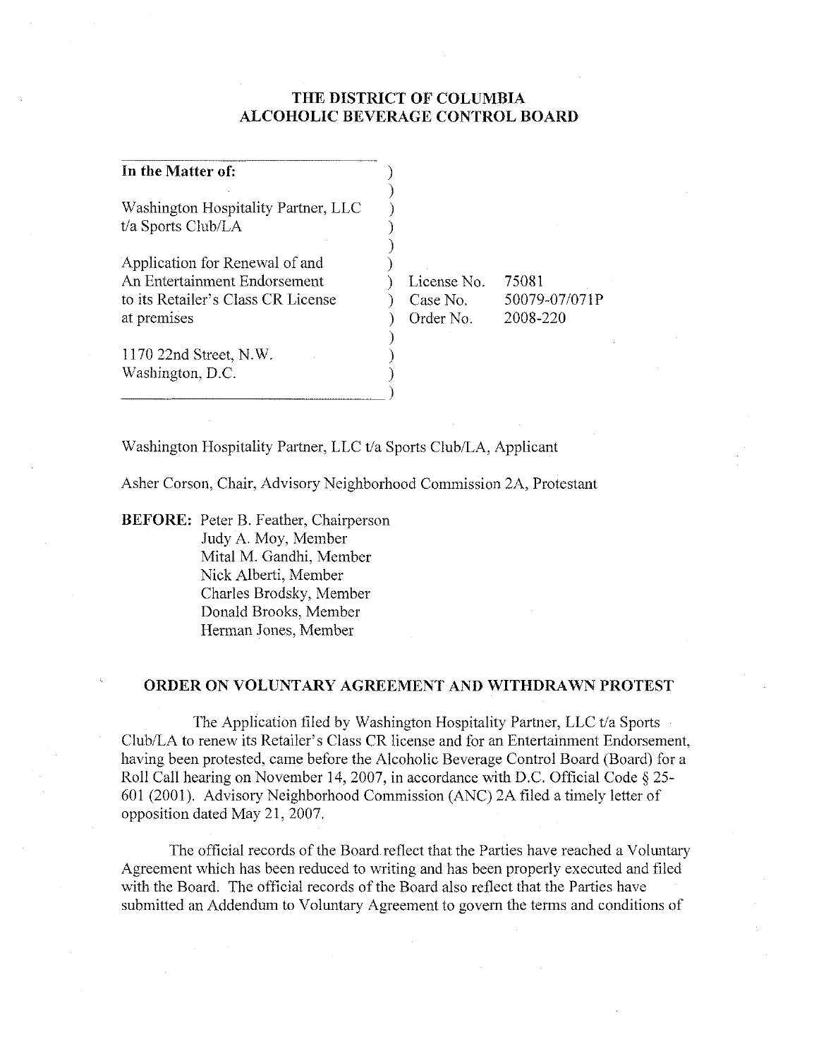# THE DISTRICT OF COLUMBIA
# ALCOHOLIC BEVERAGE CONTROL BOARD

| | | | |
|---|---|---|---|
| **In the Matter of:** | ) | | |
| Washington Hospitality Partner, LLC t/a Sports Club/LA | ) | | |
| Application for Renewal of and An Entertainment Endorsement to its Retailer's Class CR License at premises | ) | License No. | 75081 |
| | ) | Case No. | 50079-07/071P |
| | ) | Order No. | 2008-220 |
| 1170 22nd Street, N.W. Washington, D.C. | ) | | |

Washington Hospitality Partner, LLC t/a Sports Club/LA, Applicant

Asher Corson, Chair, Advisory Neighborhood Commission 2A, Protestant

**BEFORE:** Peter B. Feather, Chairperson
Judy A. Moy, Member
Mital M. Gandhi, Member
Nick Alberti, Member
Charles Brodsky, Member
Donald Brooks, Member
Herman Jones, Member

## ORDER ON VOLUNTARY AGREEMENT AND WITHDRAWN PROTEST

The Application filed by Washington Hospitality Partner, LLC t/a Sports Club/LA to renew its Retailer's Class CR license and for an Entertainment Endorsement, having been protested, came before the Alcoholic Beverage Control Board (Board) for a Roll Call hearing on November 14, 2007, in accordance with D.C. Official Code § 25-601 (2001). Advisory Neighborhood Commission (ANC) 2A filed a timely letter of opposition dated May 21, 2007.

The official records of the Board reflect that the Parties have reached a Voluntary Agreement which has been reduced to writing and has been properly executed and filed with the Board. The official records of the Board also reflect that the Parties have submitted an Addendum to Voluntary Agreement to govern the terms and conditions of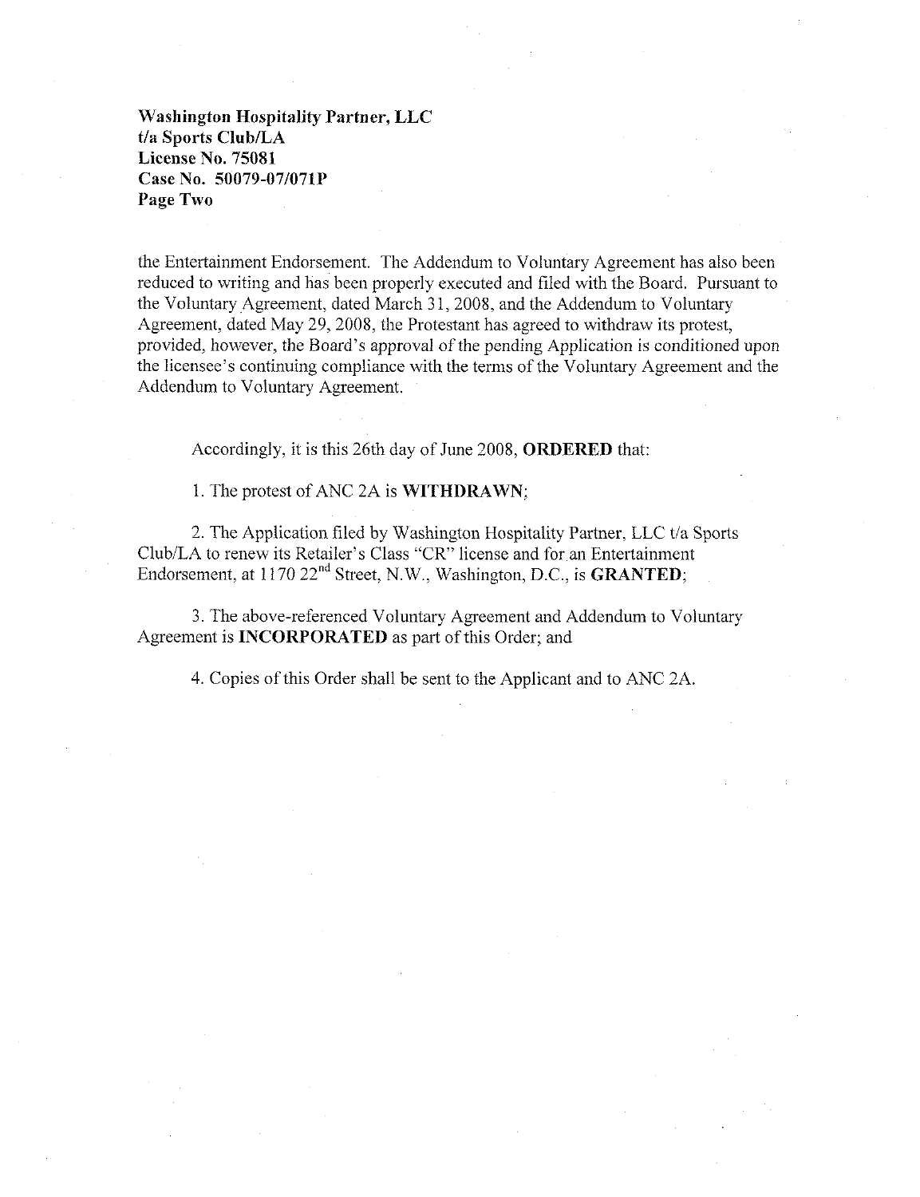the Entertainment Endorsement. The Addendum to Voluntary Agreement has also been reduced to writing and has been properly executed and filed with the Board. Pursuant to the Voluntary Agreement, dated March 31, 2008, and the Addendum to Voluntary Agreement, dated May 29, 2008, the Protestant has agreed to withdraw its protest, provided, however, the Board's approval of the pending Application is conditioned upon the licensee's continuing compliance with the terms of the Voluntary Agreement and the Addendum to Voluntary Agreement.

Accordingly, it is this 26th day of June 2008, **ORDERED** that:

1. The protest of ANC 2A is **WITHDRAWN**;

2. The Application filed by Washington Hospitality Partner, LLC t/a Sports Club/LA to renew its Retailer's Class "CR" license and for an Entertainment Endorsement, at 1170 22nd Street, N.W., Washington, D.C., is **GRANTED**;

3. The above-referenced Voluntary Agreement and Addendum to Voluntary Agreement is **INCORPORATED** as part of this Order; and

4. Copies of this Order shall be sent to the Applicant and to ANC 2A.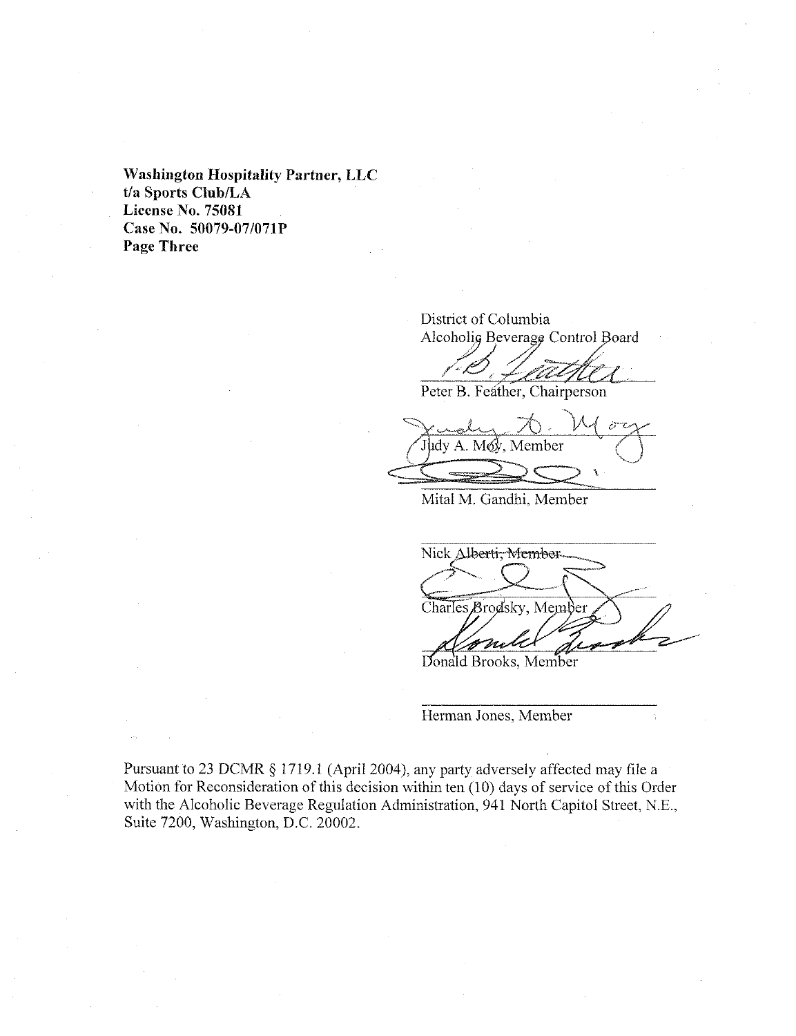**Washington Hospitality Partner, LLC**
**t/a Sports Club/LA**
**License No. 75081**
**Case No. 50079-07/071P**
**Page Three**

District of Columbia
Alcoholic Beverage Control Board

Peter B. Feather, Chairperson

Judy A. Moy, Member

Mital M. Gandhi, Member

~~Nick Alberti, Member~~

Charles Brodsky, Member

Donald Brooks, Member

Herman Jones, Member

Pursuant to 23 DCMR § 1719.1 (April 2004), any party adversely affected may file a Motion for Reconsideration of this decision within ten (10) days of service of this Order with the Alcoholic Beverage Regulation Administration, 941 North Capitol Street, N.E., Suite 7200, Washington, D.C. 20002.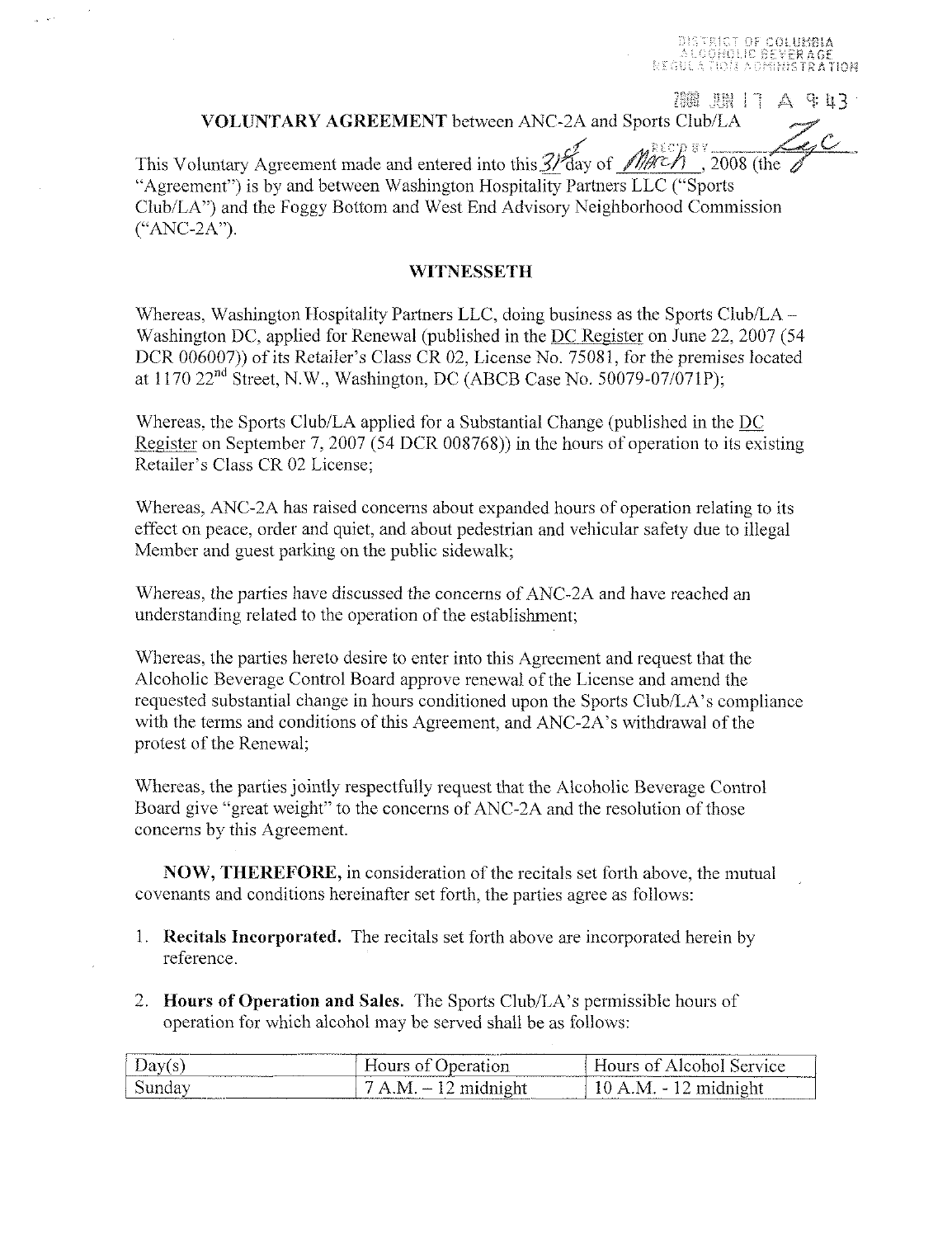DISTRICT OF COLUMBIA ALCOHOLIC BEVERAGE REGULATION ADMINISTRATION

2008 JUN 17 A 9:43

**VOLUNTARY AGREEMENT** between ANC-2A and Sports Club/LA

This Voluntary Agreement made and entered into this 31st day of March, 2008 (the "Agreement") is by and between Washington Hospitality Partners LLC ("Sports Club/LA") and the Foggy Bottom and West End Advisory Neighborhood Commission ("ANC-2A").

## WITNESSETH

Whereas, Washington Hospitality Partners LLC, doing business as the Sports Club/LA – Washington DC, applied for Renewal (published in the DC Register on June 22, 2007 (54 DCR 006007)) of its Retailer's Class CR 02, License No. 75081, for the premises located at 1170 22nd Street, N.W., Washington, DC (ABCB Case No. 50079-07/071P);

Whereas, the Sports Club/LA applied for a Substantial Change (published in the DC Register on September 7, 2007 (54 DCR 008768)) in the hours of operation to its existing Retailer's Class CR 02 License;

Whereas, ANC-2A has raised concerns about expanded hours of operation relating to its effect on peace, order and quiet, and about pedestrian and vehicular safety due to illegal Member and guest parking on the public sidewalk;

Whereas, the parties have discussed the concerns of ANC-2A and have reached an understanding related to the operation of the establishment;

Whereas, the parties hereto desire to enter into this Agreement and request that the Alcoholic Beverage Control Board approve renewal of the License and amend the requested substantial change in hours conditioned upon the Sports Club/LA's compliance with the terms and conditions of this Agreement, and ANC-2A's withdrawal of the protest of the Renewal;

Whereas, the parties jointly respectfully request that the Alcoholic Beverage Control Board give "great weight" to the concerns of ANC-2A and the resolution of those concerns by this Agreement.

**NOW, THEREFORE,** in consideration of the recitals set forth above, the mutual covenants and conditions hereinafter set forth, the parties agree as follows:

1. **Recitals Incorporated.** The recitals set forth above are incorporated herein by reference.

2. **Hours of Operation and Sales.** The Sports Club/LA's permissible hours of operation for which alcohol may be served shall be as follows:

| Day(s) | Hours of Operation | Hours of Alcohol Service |
|---|---|---|
| Sunday | 7 A.M. – 12 midnight | 10 A.M. - 12 midnight |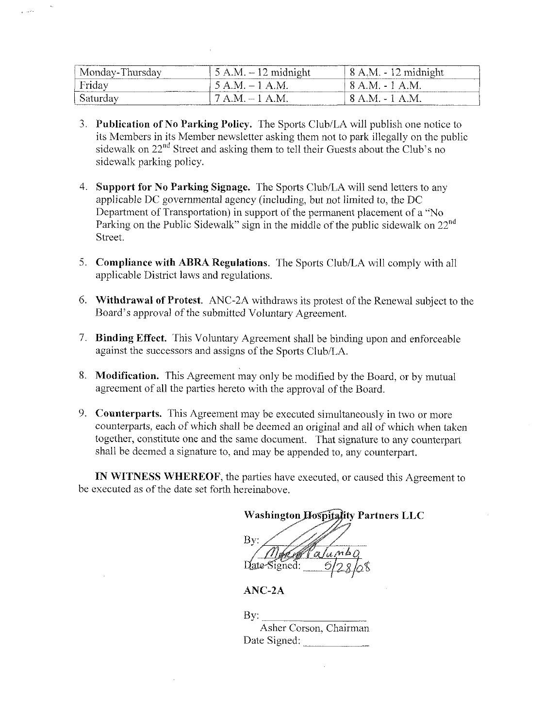| Monday-Thursday | 5 A.M. – 12 midnight | 8 A.M. - 12 midnight |
|---|---|---|
| Friday | 5 A.M. – 1 A.M. | 8 A.M. - 1 A.M. |
| Saturday | 7 A.M. – 1 A.M. | 8 A.M. - 1 A.M. |

3. **Publication of No Parking Policy.** The Sports Club/LA will publish one notice to its Members in its Member newsletter asking them not to park illegally on the public sidewalk on 22nd Street and asking them to tell their Guests about the Club's no sidewalk parking policy.

4. **Support for No Parking Signage.** The Sports Club/LA will send letters to any applicable DC governmental agency (including, but not limited to, the DC Department of Transportation) in support of the permanent placement of a "No Parking on the Public Sidewalk" sign in the middle of the public sidewalk on 22nd Street.

5. **Compliance with ABRA Regulations**. The Sports Club/LA will comply with all applicable District laws and regulations.

6. **Withdrawal of Protest.** ANC-2A withdraws its protest of the Renewal subject to the Board's approval of the submitted Voluntary Agreement.

7. **Binding Effect.** This Voluntary Agreement shall be binding upon and enforceable against the successors and assigns of the Sports Club/LA.

8. **Modification.** This Agreement may only be modified by the Board, or by mutual agreement of all the parties hereto with the approval of the Board.

9. **Counterparts.** This Agreement may be executed simultaneously in two or more counterparts, each of which shall be deemed an original and all of which when taken together, constitute one and the same document. That signature to any counterpart shall be deemed a signature to, and may be appended to, any counterpart.

**IN WITNESS WHEREOF**, the parties have executed, or caused this Agreement to be executed as of the date set forth hereinabove.

**Washington Hospitality Partners LLC**

By: Mark Palumbo

Date Signed: 5/28/08

**ANC-2A**

By: ____________________

Asher Corson, Chairman

Date Signed: ____________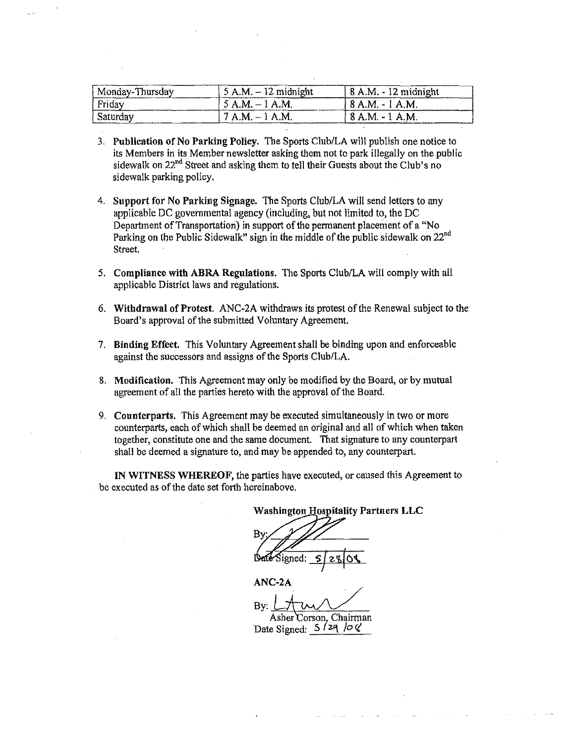| Monday-Thursday | 5 A.M. – 12 midnight | 8 A.M. - 12 midnight |
| --- | --- | --- |
| Friday | 5 A.M. – 1 A.M. | 8 A.M. - 1 A.M. |
| Saturday | 7 A.M. – 1 A.M. | 8 A.M. - 1 A.M. |

3. **Publication of No Parking Policy.** The Sports Club/LA will publish one notice to its Members in its Member newsletter asking them not to park illegally on the public sidewalk on 22nd Street and asking them to tell their Guests about the Club's no sidewalk parking policy.

4. **Support for No Parking Signage.** The Sports Club/LA will send letters to any applicable DC governmental agency (including, but not limited to, the DC Department of Transportation) in support of the permanent placement of a "No Parking on the Public Sidewalk" sign in the middle of the public sidewalk on 22nd Street.

5. **Compliance with ABRA Regulations.** The Sports Club/LA will comply with all applicable District laws and regulations.

6. **Withdrawal of Protest.** ANC-2A withdraws its protest of the Renewal subject to the Board's approval of the submitted Voluntary Agreement.

7. **Binding Effect.** This Voluntary Agreement shall be binding upon and enforceable against the successors and assigns of the Sports Club/LA.

8. **Modification.** This Agreement may only be modified by the Board, or by mutual agreement of all the parties hereto with the approval of the Board.

9. **Counterparts.** This Agreement may be executed simultaneously in two or more counterparts, each of which shall be deemed an original and all of which when taken together, constitute one and the same document. That signature to any counterpart shall be deemed a signature to, and may be appended to, any counterpart.

**IN WITNESS WHEREOF**, the parties have executed, or caused this Agreement to be executed as of the date set forth hereinabove.

**Washington Hospitality Partners LLC**

By: ____________

Date Signed: 5/28/08

**ANC-2A**

By: ____________

Asher Corson, Chairman

Date Signed: 5/29/08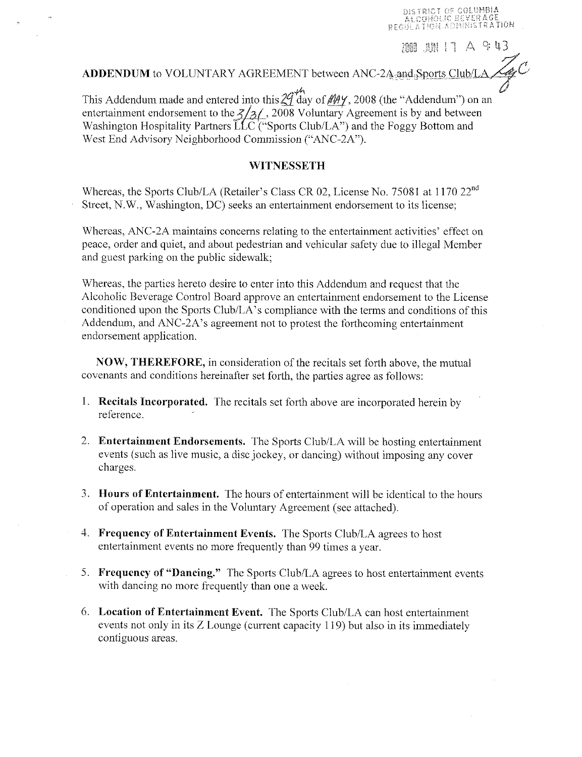DISTRICT OF COLUMBIA
ALCOHOLIC BEVERAGE
REGULATION ADMINISTRATION

2008 JUN 17 A 9:43

**ADDENDUM** to VOLUNTARY AGREEMENT between ANC-2A and Sports Club/LA

This Addendum made and entered into this 29th day of MAY, 2008 (the "Addendum") on an entertainment endorsement to the 3/31, 2008 Voluntary Agreement is by and between Washington Hospitality Partners LLC ("Sports Club/LA") and the Foggy Bottom and West End Advisory Neighborhood Commission ("ANC-2A").

## WITNESSETH

Whereas, the Sports Club/LA (Retailer's Class CR 02, License No. 75081 at 1170 22nd Street, N.W., Washington, DC) seeks an entertainment endorsement to its license;

Whereas, ANC-2A maintains concerns relating to the entertainment activities' effect on peace, order and quiet, and about pedestrian and vehicular safety due to illegal Member and guest parking on the public sidewalk;

Whereas, the parties hereto desire to enter into this Addendum and request that the Alcoholic Beverage Control Board approve an entertainment endorsement to the License conditioned upon the Sports Club/LA's compliance with the terms and conditions of this Addendum, and ANC-2A's agreement not to protest the forthcoming entertainment endorsement application.

**NOW, THEREFORE,** in consideration of the recitals set forth above, the mutual covenants and conditions hereinafter set forth, the parties agree as follows:

1. **Recitals Incorporated.** The recitals set forth above are incorporated herein by reference.

2. **Entertainment Endorsements.** The Sports Club/LA will be hosting entertainment events (such as live music, a disc jockey, or dancing) without imposing any cover charges.

3. **Hours of Entertainment.** The hours of entertainment will be identical to the hours of operation and sales in the Voluntary Agreement (see attached).

4. **Frequency of Entertainment Events.** The Sports Club/LA agrees to host entertainment events no more frequently than 99 times a year.

5. **Frequency of "Dancing."** The Sports Club/LA agrees to host entertainment events with dancing no more frequently than one a week.

6. **Location of Entertainment Event.** The Sports Club/LA can host entertainment events not only in its Z Lounge (current capacity 119) but also in its immediately contiguous areas.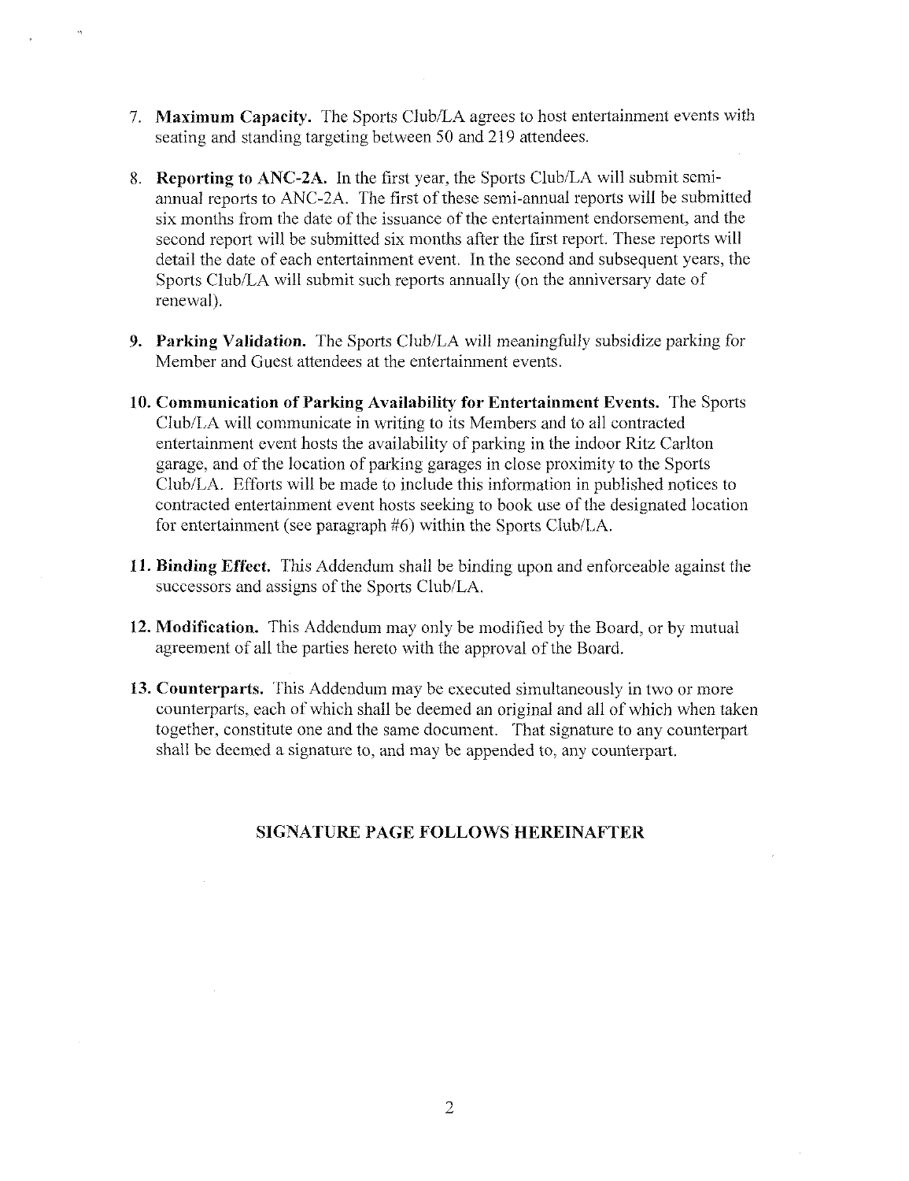7. **Maximum Capacity.** The Sports Club/LA agrees to host entertainment events with seating and standing targeting between 50 and 219 attendees.

8. **Reporting to ANC-2A.** In the first year, the Sports Club/LA will submit semi-annual reports to ANC-2A. The first of these semi-annual reports will be submitted six months from the date of the issuance of the entertainment endorsement, and the second report will be submitted six months after the first report. These reports will detail the date of each entertainment event. In the second and subsequent years, the Sports Club/LA will submit such reports annually (on the anniversary date of renewal).

9. **Parking Validation.** The Sports Club/LA will meaningfully subsidize parking for Member and Guest attendees at the entertainment events.

10. **Communication of Parking Availability for Entertainment Events.** The Sports Club/LA will communicate in writing to its Members and to all contracted entertainment event hosts the availability of parking in the indoor Ritz Carlton garage, and of the location of parking garages in close proximity to the Sports Club/LA. Efforts will be made to include this information in published notices to contracted entertainment event hosts seeking to book use of the designated location for entertainment (see paragraph #6) within the Sports Club/LA.

11. **Binding Effect.** This Addendum shall be binding upon and enforceable against the successors and assigns of the Sports Club/LA.

12. **Modification.** This Addendum may only be modified by the Board, or by mutual agreement of all the parties hereto with the approval of the Board.

13. **Counterparts.** This Addendum may be executed simultaneously in two or more counterparts, each of which shall be deemed an original and all of which when taken together, constitute one and the same document. That signature to any counterpart shall be deemed a signature to, and may be appended to, any counterpart.

**SIGNATURE PAGE FOLLOWS HEREINAFTER**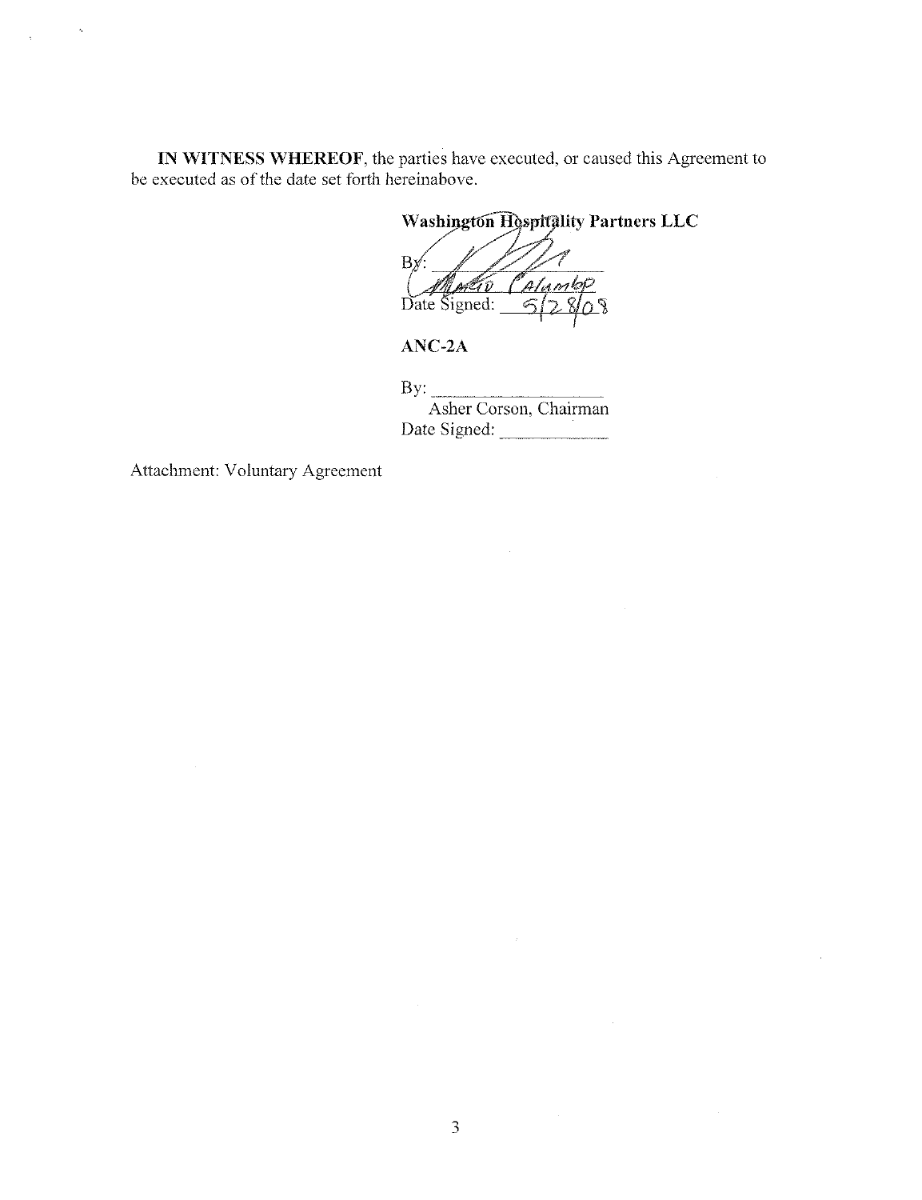**IN WITNESS WHEREOF**, the parties have executed, or caused this Agreement to be executed as of the date set forth hereinabove.

**Washington Hospitality Partners LLC**

By: ____________________
Mario Calambo
Date Signed: 5/28/08

**ANC-2A**

By: ____________________
Asher Corson, Chairman
Date Signed: ____________

Attachment: Voluntary Agreement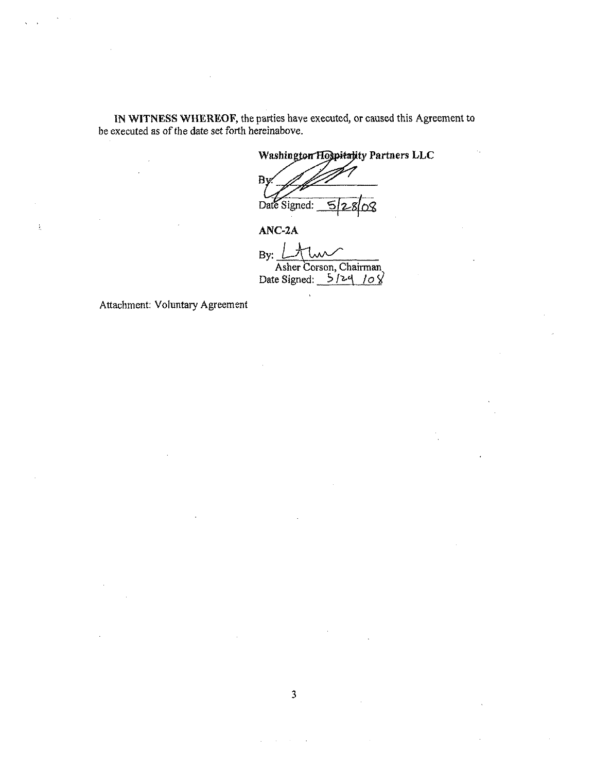**IN WITNESS WHEREOF**, the parties have executed, or caused this Agreement to be executed as of the date set forth hereinabove.

**Washington Hospitality Partners LLC**

By: ______________________

Date Signed: 5/28/08

**ANC-2A**

By: ______________________

Asher Corson, Chairman

Date Signed: 5/29/08

Attachment: Voluntary Agreement